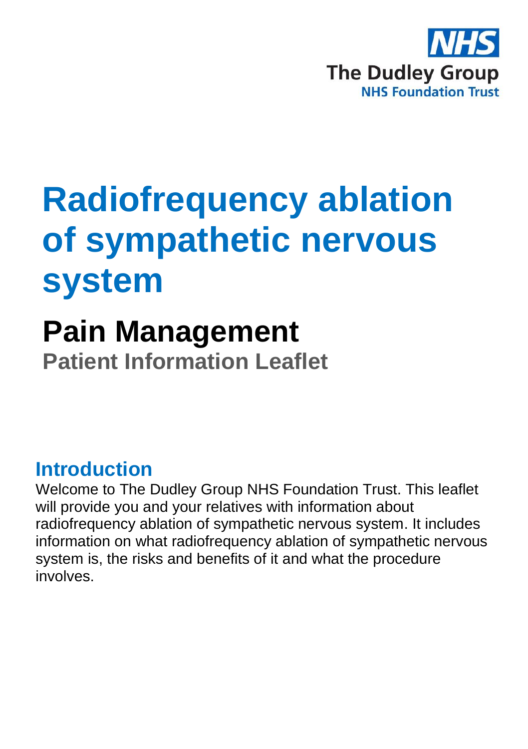The Dudley Group

NHS Foundation Trust

# Radiofrequency ablation of sympathetic nervous system

## Pain Management

### Patient Information Leaflet

## Introduction

Welcome to The Dudley Group NHS Foundation Trust. This leaflet will provide you and your relatives with information about radiofrequency ablation of sympathetic nervous system. It includes information on what radiofrequency ablation of sympathetic nervous system is, the risks and benefits of it and what the procedure involves.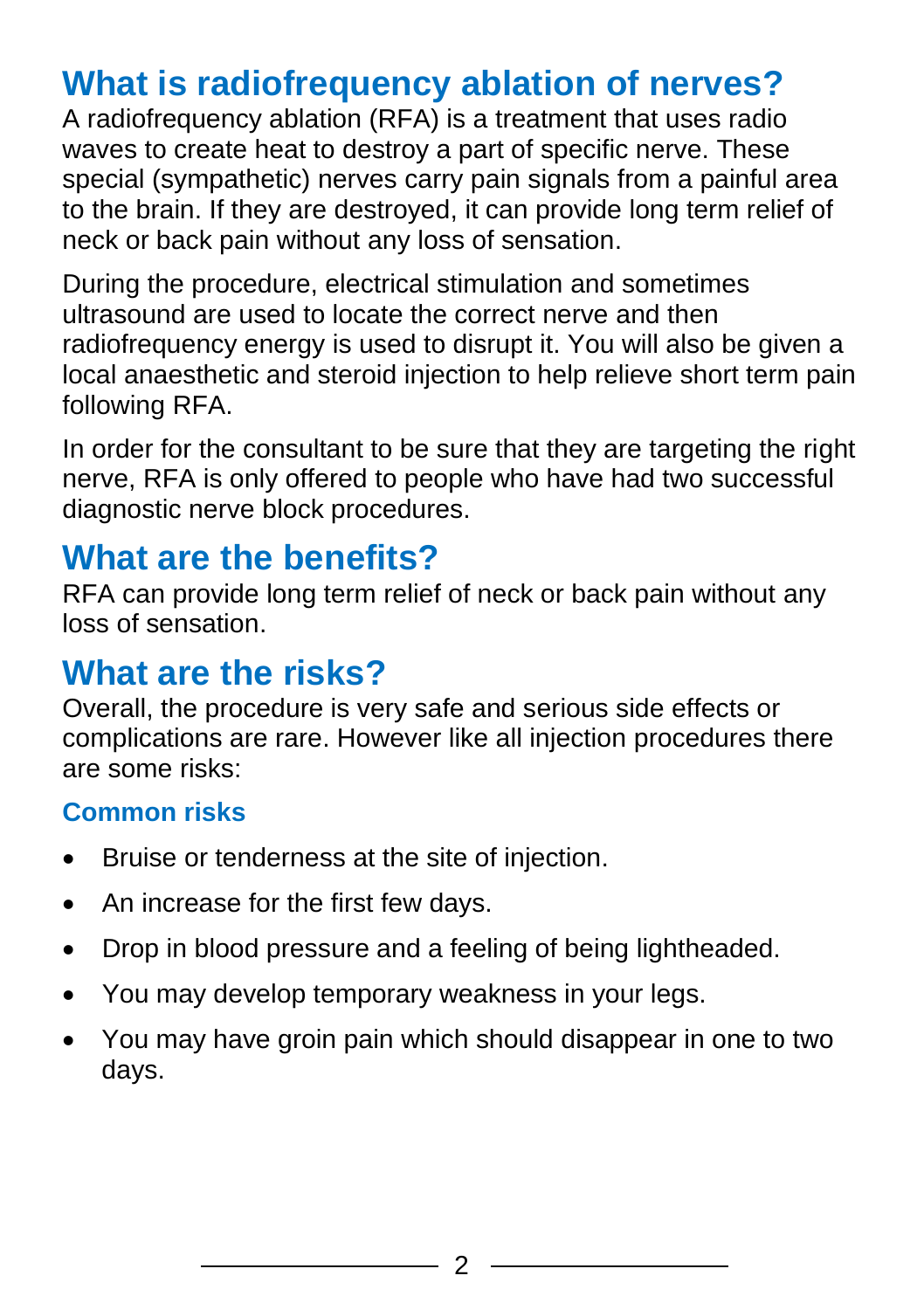## What is radiofrequency ablation of nerves?

A radiofrequency ablation (RFA) is a treatment that uses radio waves to create heat to destroy a part of specific nerve. These special (sympathetic) nerves carry pain signals from a painful area to the brain. If they are destroyed, it can provide long term relief of neck or back pain without any loss of sensation.

During the procedure, electrical stimulation and sometimes ultrasound are used to locate the correct nerve and then radiofrequency energy is used to disrupt it. You will also be given a local anaesthetic and steroid injection to help relieve short term pain following RFA.

In order for the consultant to be sure that they are targeting the right nerve, RFA is only offered to people who have had two successful diagnostic nerve block procedures.

## What are the benefits?

RFA can provide long term relief of neck or back pain without any loss of sensation.

## What are the risks?

Overall, the procedure is very safe and serious side effects or complications are rare. However like all injection procedures there are some risks:

### Common risks

- Bruise or tenderness at the site of injection.
- An increase for the first few days.
- Drop in blood pressure and a feeling of being lightheaded.
- You may develop temporary weakness in your legs.
- You may have groin pain which should disappear in one to two days.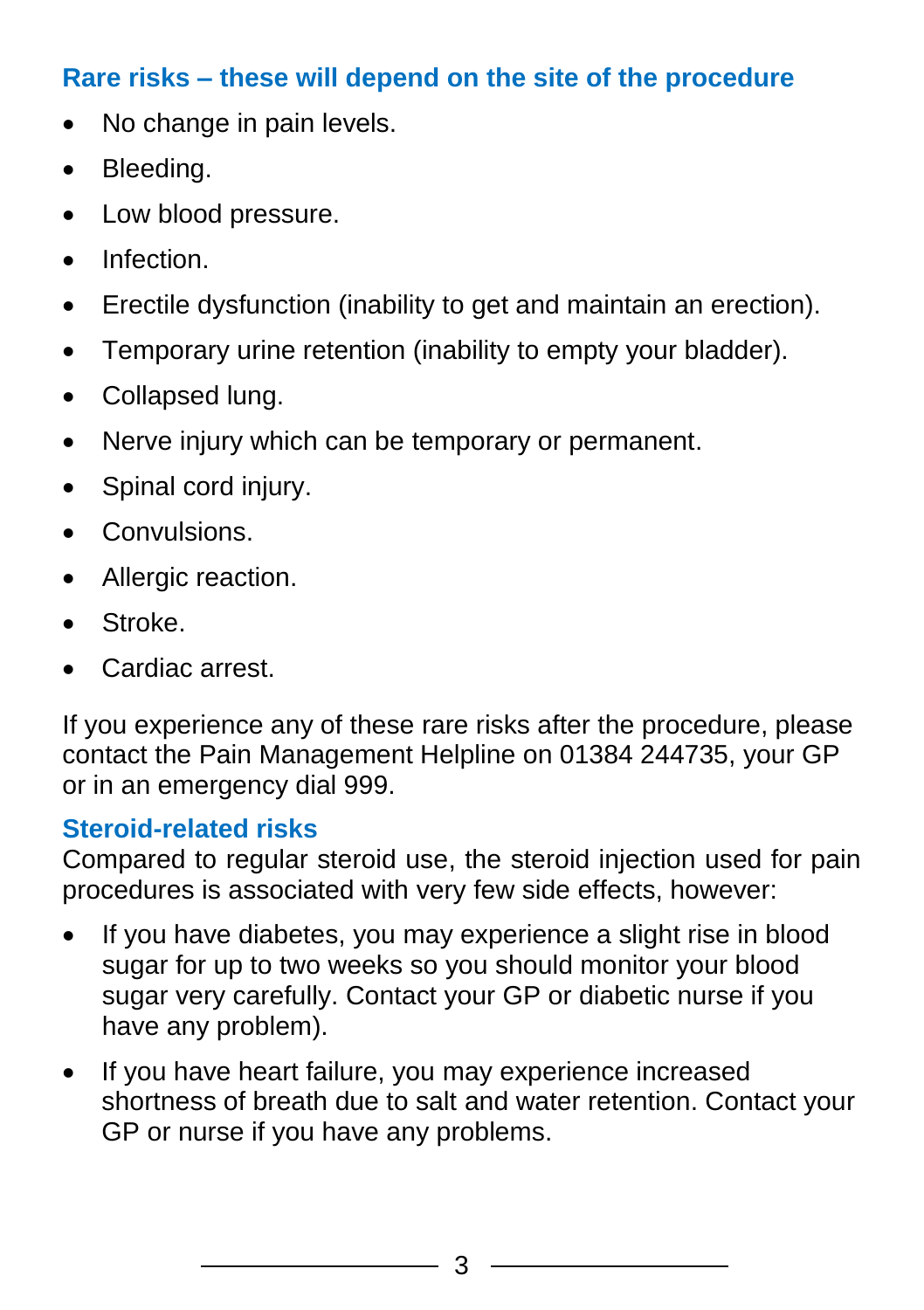## Rare risks – these will depend on the site of the procedure

- No change in pain levels.
- Bleeding.
- Low blood pressure.
- Infection.
- Erectile dysfunction (inability to get and maintain an erection).
- Temporary urine retention (inability to empty your bladder).
- Collapsed lung.
- Nerve injury which can be temporary or permanent.
- Spinal cord injury.
- Convulsions.
- Allergic reaction.
- Stroke.
- Cardiac arrest.

If you experience any of these rare risks after the procedure, please contact the Pain Management Helpline on 01384 244735, your GP or in an emergency dial 999.

## Steroid-related risks

Compared to regular steroid use, the steroid injection used for pain procedures is associated with very few side effects, however:

- If you have diabetes, you may experience a slight rise in blood sugar for up to two weeks so you should monitor your blood sugar very carefully. Contact your GP or diabetic nurse if you have any problem).
- If you have heart failure, you may experience increased shortness of breath due to salt and water retention. Contact your GP or nurse if you have any problems.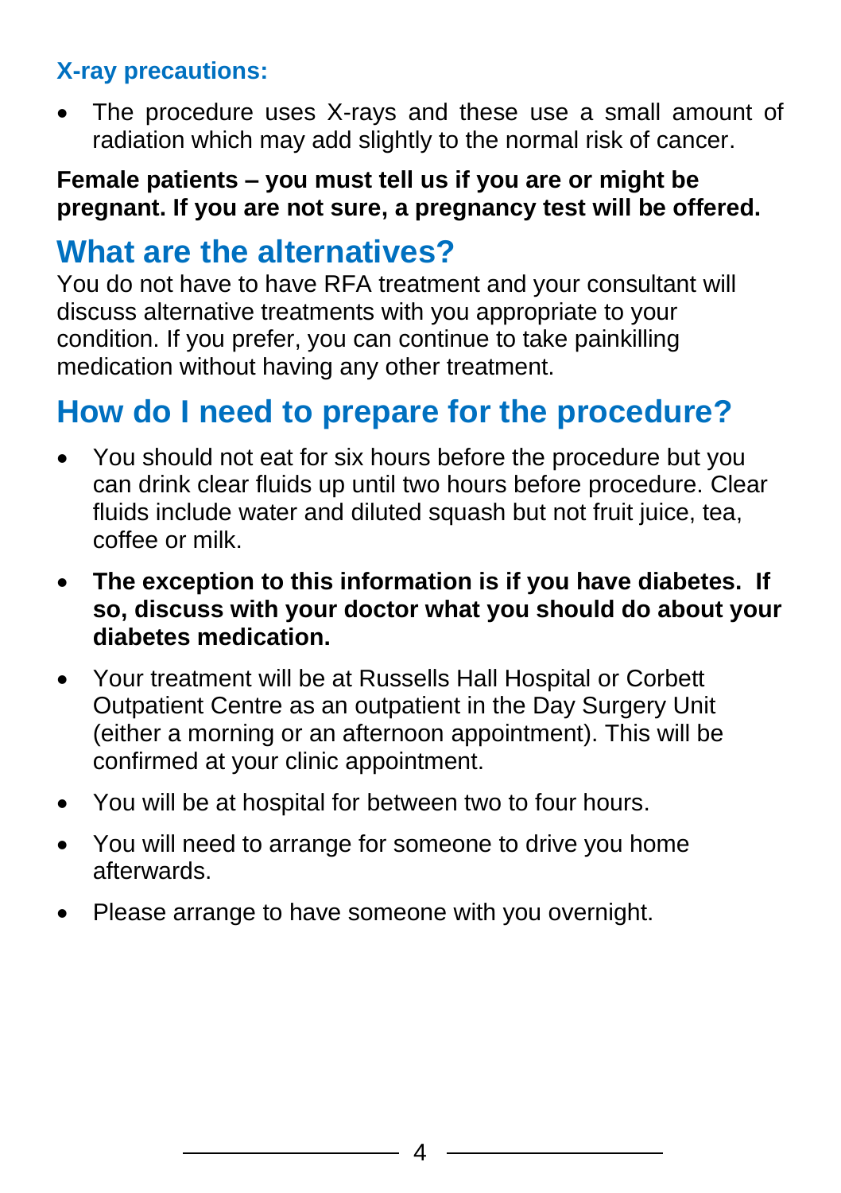### X-ray precautions:

- The procedure uses X-rays and these use a small amount of radiation which may add slightly to the normal risk of cancer.

**Female patients – you must tell us if you are or might be pregnant. If you are not sure, a pregnancy test will be offered.**

## What are the alternatives?

You do not have to have RFA treatment and your consultant will discuss alternative treatments with you appropriate to your condition. If you prefer, you can continue to take painkilling medication without having any other treatment.

## How do I need to prepare for the procedure?

- You should not eat for six hours before the procedure but you can drink clear fluids up until two hours before procedure. Clear fluids include water and diluted squash but not fruit juice, tea, coffee or milk.
- **The exception to this information is if you have diabetes. If so, discuss with your doctor what you should do about your diabetes medication.**
- Your treatment will be at Russells Hall Hospital or Corbett Outpatient Centre as an outpatient in the Day Surgery Unit (either a morning or an afternoon appointment). This will be confirmed at your clinic appointment.
- You will be at hospital for between two to four hours.
- You will need to arrange for someone to drive you home afterwards.
- Please arrange to have someone with you overnight.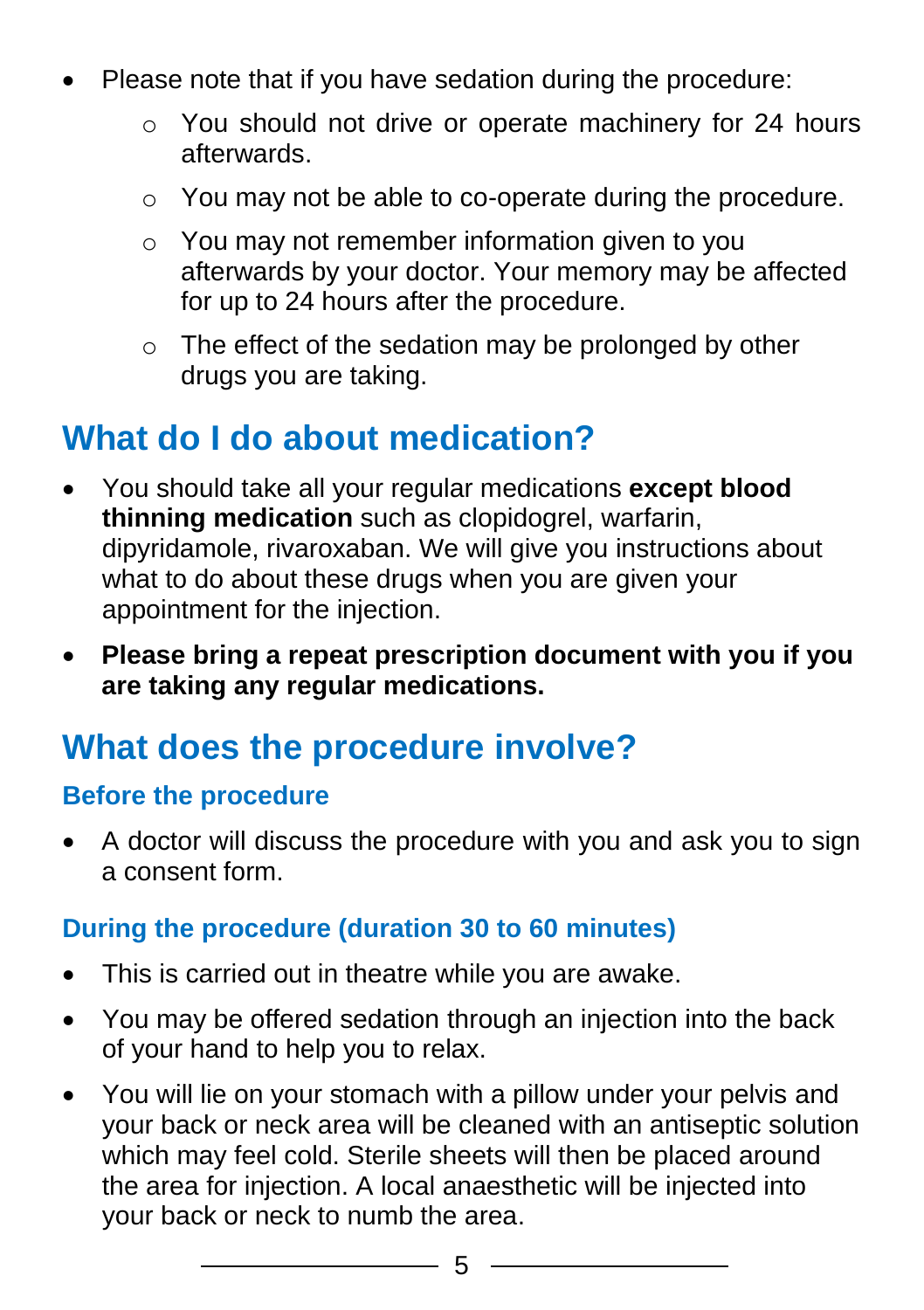- Please note that if you have sedation during the procedure:
    - You should not drive or operate machinery for 24 hours afterwards.
    - You may not be able to co-operate during the procedure.
    - You may not remember information given to you afterwards by your doctor. Your memory may be affected for up to 24 hours after the procedure.
    - The effect of the sedation may be prolonged by other drugs you are taking.

## What do I do about medication?

- You should take all your regular medications **except blood thinning medication** such as clopidogrel, warfarin, dipyridamole, rivaroxaban. We will give you instructions about what to do about these drugs when you are given your appointment for the injection.
- **Please bring a repeat prescription document with you if you are taking any regular medications.**

## What does the procedure involve?

### Before the procedure

- A doctor will discuss the procedure with you and ask you to sign a consent form.

### During the procedure (duration 30 to 60 minutes)

- This is carried out in theatre while you are awake.
- You may be offered sedation through an injection into the back of your hand to help you to relax.
- You will lie on your stomach with a pillow under your pelvis and your back or neck area will be cleaned with an antiseptic solution which may feel cold. Sterile sheets will then be placed around the area for injection. A local anaesthetic will be injected into your back or neck to numb the area.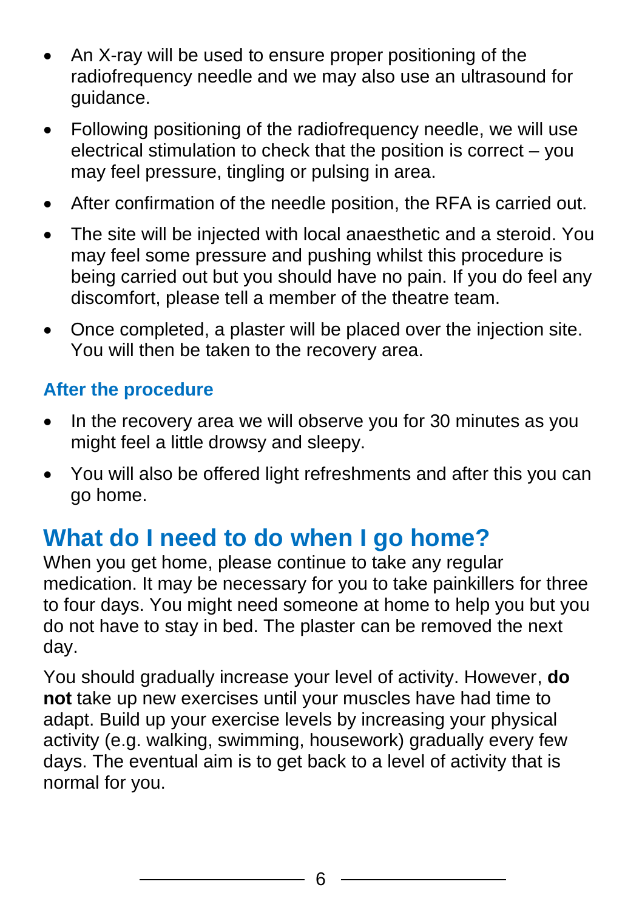- An X-ray will be used to ensure proper positioning of the radiofrequency needle and we may also use an ultrasound for guidance.
- Following positioning of the radiofrequency needle, we will use electrical stimulation to check that the position is correct – you may feel pressure, tingling or pulsing in area.
- After confirmation of the needle position, the RFA is carried out.
- The site will be injected with local anaesthetic and a steroid. You may feel some pressure and pushing whilst this procedure is being carried out but you should have no pain. If you do feel any discomfort, please tell a member of the theatre team.
- Once completed, a plaster will be placed over the injection site. You will then be taken to the recovery area.

### After the procedure

- In the recovery area we will observe you for 30 minutes as you might feel a little drowsy and sleepy.
- You will also be offered light refreshments and after this you can go home.

## What do I need to do when I go home?

When you get home, please continue to take any regular medication. It may be necessary for you to take painkillers for three to four days. You might need someone at home to help you but you do not have to stay in bed. The plaster can be removed the next day.

You should gradually increase your level of activity. However, **do not** take up new exercises until your muscles have had time to adapt. Build up your exercise levels by increasing your physical activity (e.g. walking, swimming, housework) gradually every few days. The eventual aim is to get back to a level of activity that is normal for you.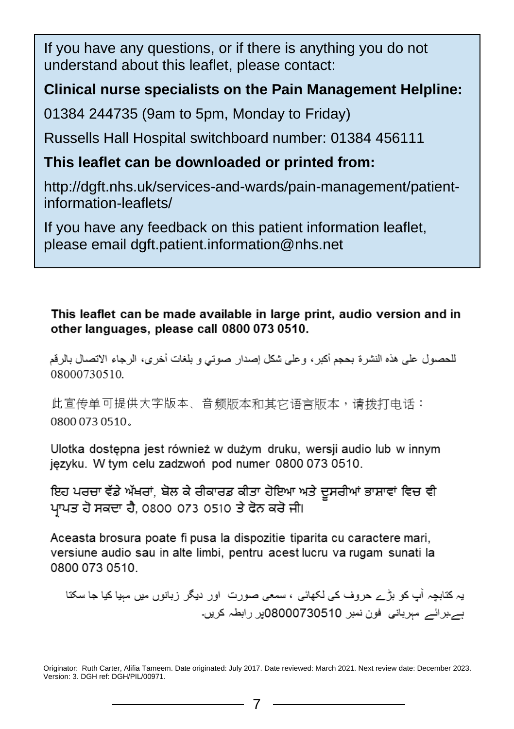If you have any questions, or if there is anything you do not understand about this leaflet, please contact:

**Clinical nurse specialists on the Pain Management Helpline:**

01384 244735 (9am to 5pm, Monday to Friday)

Russells Hall Hospital switchboard number: 01384 456111

**This leaflet can be downloaded or printed from:**

http://dgft.nhs.uk/services-and-wards/pain-management/patient-information-leaflets/

If you have any feedback on this patient information leaflet, please email dgft.patient.information@nhs.net

**This leaflet can be made available in large print, audio version and in other languages, please call 0800 073 0510.**

للحصول على هذه النشرة بحجم أكبر، وعلى شكل إصدار صوتي و بلغات أخرى، الرجاء الاتصال بالرقم 08000730510.

此宣传单可提供大字版本、音频版本和其它语言版本，请拨打电话：0800 073 0510。

Ulotka dostępna jest również w dużym druku, wersji audio lub w innym języku. W tym celu zadzwoń pod numer 0800 073 0510.

ਇਹ ਪਰਚਾ ਵੱਡੇ ਅੱਖਰਾਂ, ਬੋਲ ਕੇ ਰੀਕਾਰਡ ਕੀਤਾ ਹੋਇਆ ਅਤੇ ਦੂਸਰੀਆਂ ਭਾਸ਼ਾਵਾਂ ਵਿਚ ਵੀ ਪ੍ਰਾਪਤ ਹੋ ਸਕਦਾ ਹੈ, 0800 073 0510 ਤੇ ਫੋਨ ਕਰੋ ਜੀ।

Aceasta brosura poate fi pusa la dispozitie tiparita cu caractere mari, versiune audio sau in alte limbi, pentru acest lucru va rugam sunati la 0800 073 0510.

یہ کتابچہ آپ کو بڑے حروف کی لکھائی ، سمعی صورت اور دیگر زبانوں میں مہیا کیا جا سکتا ہے۔برائے مہربانی فون نمبر 08000730510پر رابطہ کریں۔

Originator: Ruth Carter, Alifia Tameem. Date originated: July 2017. Date reviewed: March 2021. Next review date: December 2023. Version: 3. DGH ref: DGH/PIL/00971.